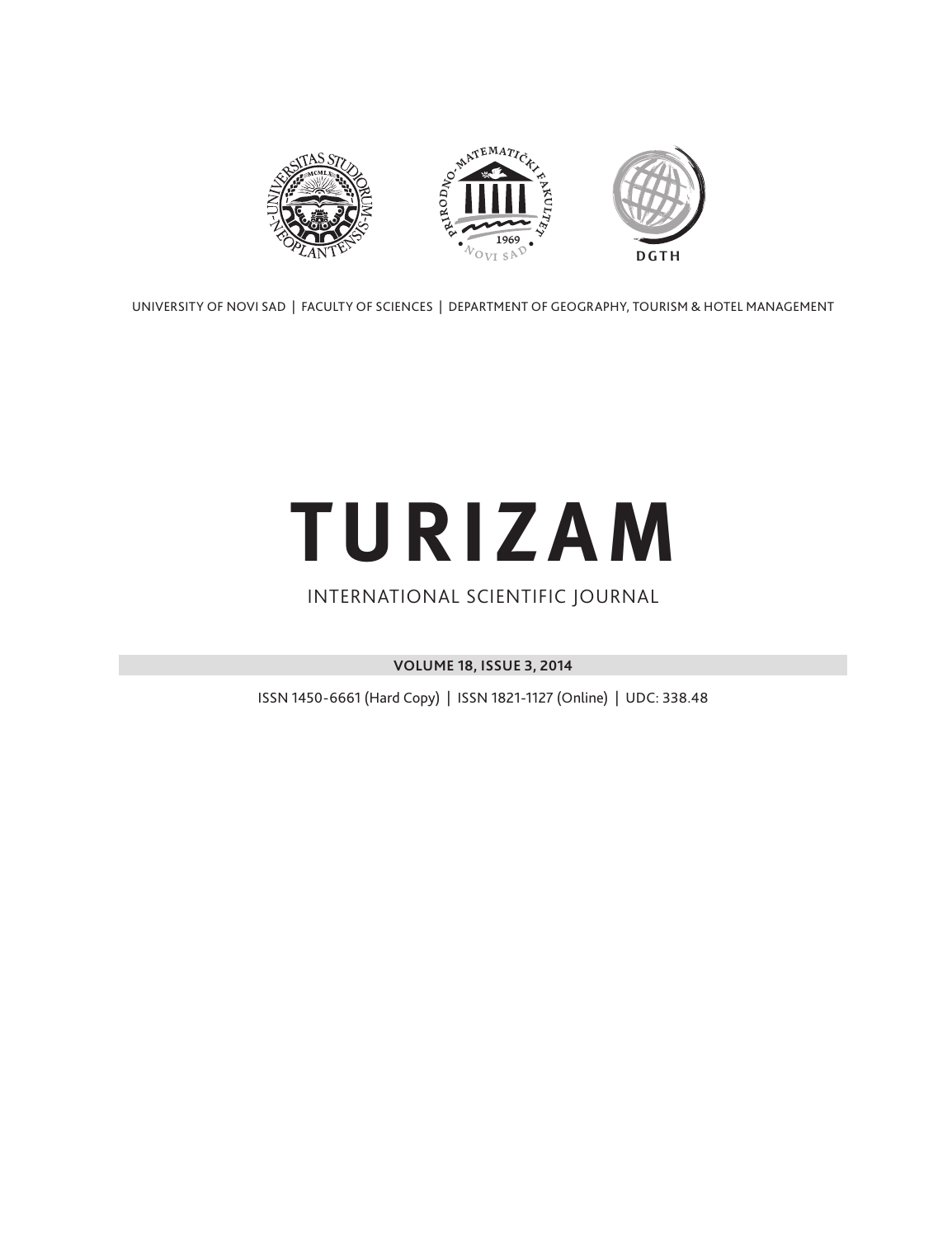UNIVERSITY OF NOVI SAD | FACULTY OF SCIENCES | DEPARTMENT OF GEOGRAPHY, TOURISM & HOTEL MANAGEMENT

# TURIZAM

INTERNATIONAL SCIENTIFIC JOURNAL

**VOLUME 18, ISSUE 3, 2014**

ISSN 1450-6661 (Hard Copy) | ISSN 1821-1127 (Online) | UDC: 338.48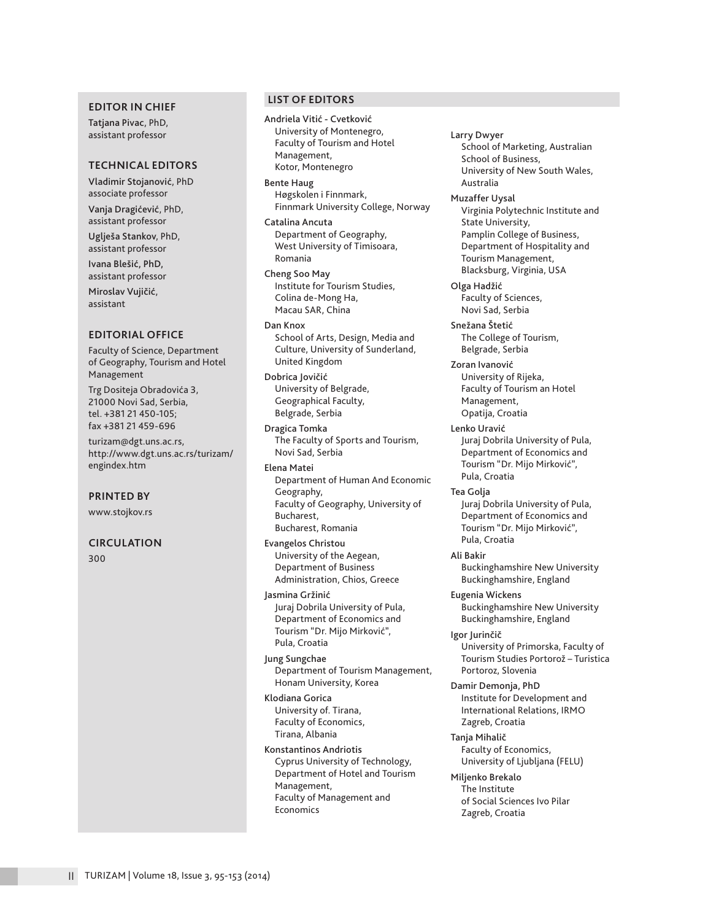## EDITOR IN CHIEF

**Tatjana Pivac**, PhD, assistant professor

## TECHNICAL EDITORS

**Vladimir Stojanović**, PhD associate professor

**Vanja Dragićević**, PhD, assistant professor

**Uglješa Stankov**, PhD, assistant professor

**Ivana Blešić, PhD**, assistant professor

**Miroslav Vujičić**, assistant

## EDITORIAL OFFICE

Faculty of Science, Department of Geography, Tourism and Hotel Management

Trg Dositeja Obradovića 3, 21000 Novi Sad, Serbia, tel. +381 21 450-105; fax +381 21 459-696

turizam@dgt.uns.ac.rs, http://www.dgt.uns.ac.rs/turizam/engindex.htm

## PRINTED BY

www.stojkov.rs

## CIRCULATION

300

## LIST OF EDITORS

**Andriela Vitić - Cvetković**
University of Montenegro, Faculty of Tourism and Hotel Management, Kotor, Montenegro

**Bente Haug**
Høgskolen i Finnmark, Finnmark University College, Norway

**Catalina Ancuta**
Department of Geography, West University of Timisoara, Romania

**Cheng Soo May**
Institute for Tourism Studies, Colina de-Mong Ha, Macau SAR, China

**Dan Knox**
School of Arts, Design, Media and Culture, University of Sunderland, United Kingdom

**Dobrica Jovičić**
University of Belgrade, Geographical Faculty, Belgrade, Serbia

**Dragica Tomka**
The Faculty of Sports and Tourism, Novi Sad, Serbia

**Elena Matei**
Department of Human And Economic Geography, Faculty of Geography, University of Bucharest, Bucharest, Romania

**Evangelos Christou**
University of the Aegean, Department of Business Administration, Chios, Greece

**Jasmina Gržinić**
Juraj Dobrila University of Pula, Department of Economics and Tourism "Dr. Mijo Mirković", Pula, Croatia

**Jung Sungchae**
Department of Tourism Management, Honam University, Korea

**Klodiana Gorica**
University of. Tirana, Faculty of Economics, Tirana, Albania

**Konstantinos Andriotis**
Cyprus University of Technology, Department of Hotel and Tourism Management, Faculty of Management and Economics

**Larry Dwyer**
School of Marketing, Australian School of Business, University of New South Wales, Australia

**Muzaffer Uysal**
Virginia Polytechnic Institute and State University, Pamplin College of Business, Department of Hospitality and Tourism Management, Blacksburg, Virginia, USA

**Olga Hadžić**
Faculty of Sciences, Novi Sad, Serbia

**Snežana Štetić**
The College of Tourism, Belgrade, Serbia

**Zoran Ivanović**
University of Rijeka, Faculty of Tourism an Hotel Management, Opatija, Croatia

**Lenko Uravić**
Juraj Dobrila University of Pula, Department of Economics and Tourism "Dr. Mijo Mirković", Pula, Croatia

**Tea Golja**
Juraj Dobrila University of Pula, Department of Economics and Tourism "Dr. Mijo Mirković", Pula, Croatia

**Ali Bakir**
Buckinghamshire New University Buckinghamshire, England

**Eugenia Wickens**
Buckinghamshire New University Buckinghamshire, England

**Igor Jurinčič**
University of Primorska, Faculty of Tourism Studies Portorož – Turistica Portoroz, Slovenia

**Damir Demonja, PhD**
Institute for Development and International Relations, IRMO Zagreb, Croatia

**Tanja Mihalič**
Faculty of Economics, University of Ljubljana (FELU)

**Miljenko Brekalo**
The Institute of Social Sciences Ivo Pilar Zagreb, Croatia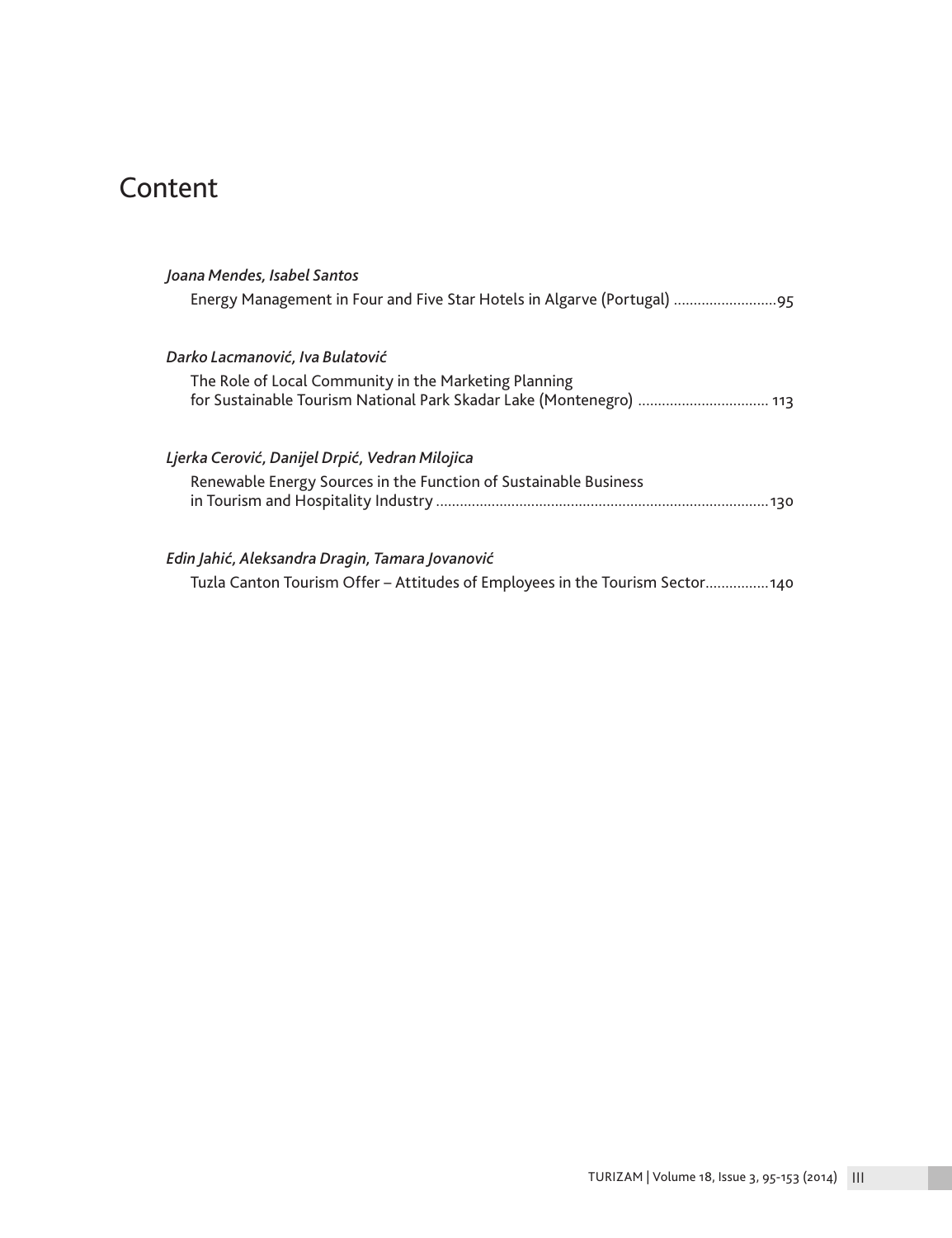# Content

*Joana Mendes, Isabel Santos*

Energy Management in Four and Five Star Hotels in Algarve (Portugal) ..........................95

*Darko Lacmanović, Iva Bulatović*

The Role of Local Community in the Marketing Planning
for Sustainable Tourism National Park Skadar Lake (Montenegro) ................................ 113

*Ljerka Cerović, Danijel Drpić, Vedran Milojica*

Renewable Energy Sources in the Function of Sustainable Business
in Tourism and Hospitality Industry ....................................................................................130

*Edin Jahić, Aleksandra Dragin, Tamara Jovanović*

Tuzla Canton Tourism Offer – Attitudes of Employees in the Tourism Sector................140